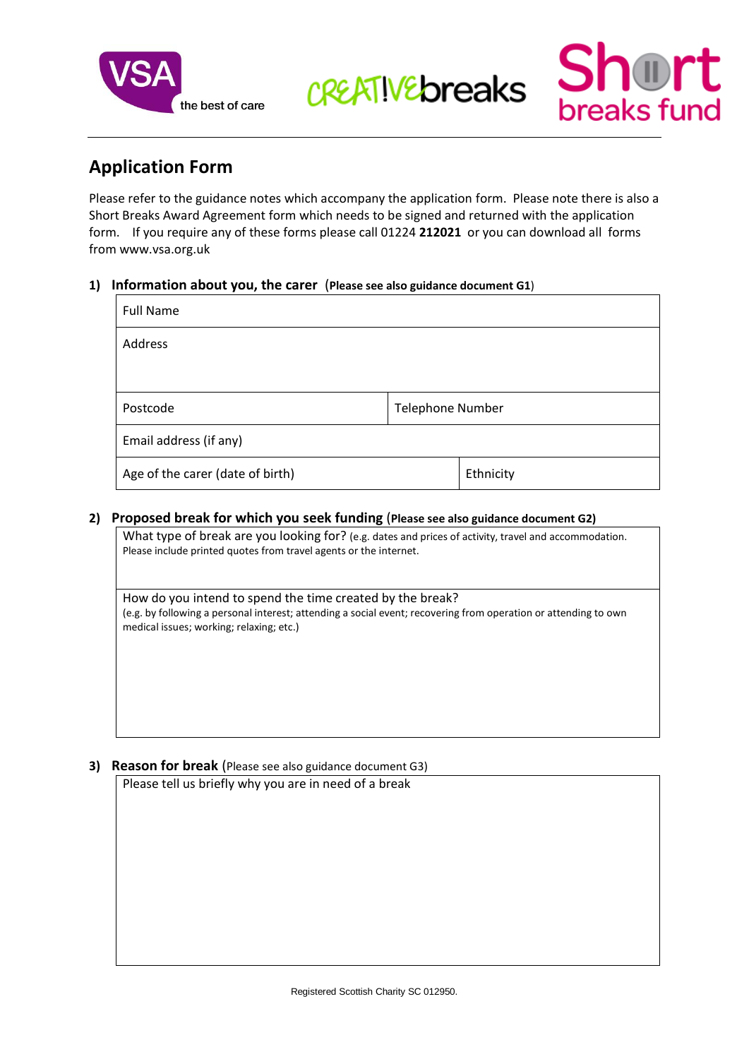VSA the best of care | CREATIVEbreaks | Short breaks fund

## Application Form

Please refer to the guidance notes which accompany the application form. Please note there is also a Short Breaks Award Agreement form which needs to be signed and returned with the application form. If you require any of these forms please call 01224 **212021** or you can download all forms from www.vsa.org.uk

### 1) Information about you, the carer (**Please see also guidance document G1**)

| Full Name | |
|---|---|
| Address | |
| Postcode | Telephone Number |
| Email address (if any) | |
| Age of the carer (date of birth) | Ethnicity |

### 2) Proposed break for which you seek funding (**Please see also guidance document G2)**

| |
|---|
| What type of break are you looking for? (e.g. dates and prices of activity, travel and accommodation. Please include printed quotes from travel agents or the internet. |
| How do you intend to spend the time created by the break? (e.g. by following a personal interest; attending a social event; recovering from operation or attending to own medical issues; working; relaxing; etc.) |

### 3) Reason for break (Please see also guidance document G3)

| |
|---|
| Please tell us briefly why you are in need of a break |

Registered Scottish Charity SC 012950.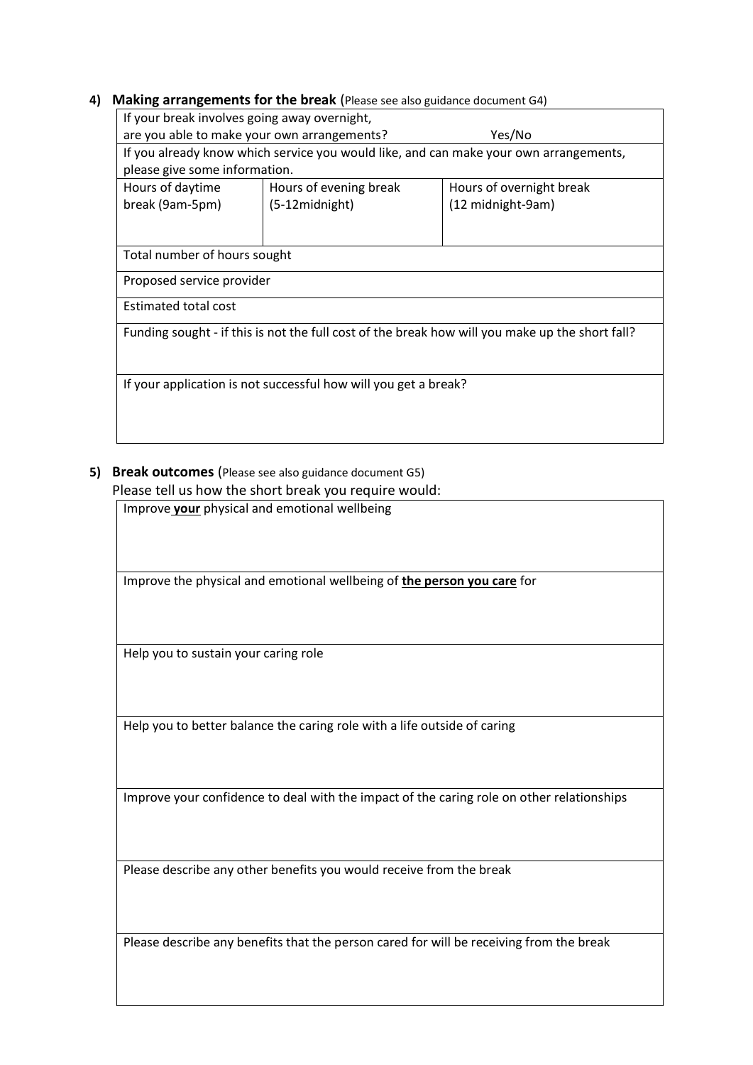## 4) Making arrangements for the break (Please see also guidance document G4)

| | | |
|---|---|---|
| If your break involves going away overnight, are you able to make your own arrangements? Yes/No | | |
| If you already know which service you would like, and can make your own arrangements, please give some information. | | |
| Hours of daytime break (9am-5pm) | Hours of evening break (5-12midnight) | Hours of overnight break (12 midnight-9am) |
| Total number of hours sought | | |
| Proposed service provider | | |
| Estimated total cost | | |
| Funding sought - if this is not the full cost of the break how will you make up the short fall? | | |
| If your application is not successful how will you get a break? | | |

## 5) Break outcomes (Please see also guidance document G5)

Please tell us how the short break you require would:

| |
|---|
| Improve **your** physical and emotional wellbeing |
| Improve the physical and emotional wellbeing of **the person you care** for |
| Help you to sustain your caring role |
| Help you to better balance the caring role with a life outside of caring |
| Improve your confidence to deal with the impact of the caring role on other relationships |
| Please describe any other benefits you would receive from the break |
| Please describe any benefits that the person cared for will be receiving from the break |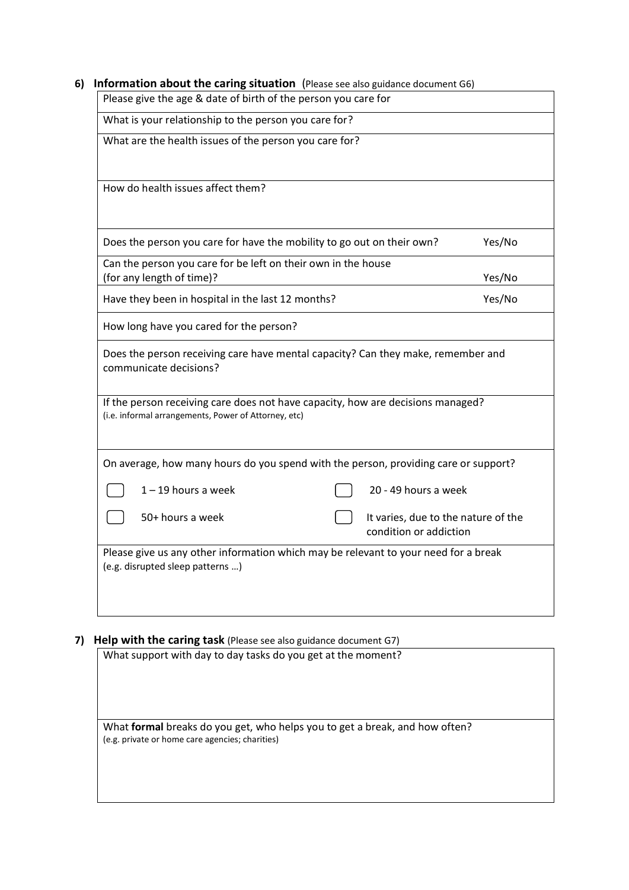## 6) Information about the caring situation (Please see also guidance document G6)

| |
|---|
| Please give the age & date of birth of the person you care for |
| What is your relationship to the person you care for? |
| What are the health issues of the person you care for? |
| How do health issues affect them? |
| Does the person you care for have the mobility to go out on their own? Yes/No |
| Can the person you care for be left on their own in the house (for any length of time)? Yes/No |
| Have they been in hospital in the last 12 months? Yes/No |
| How long have you cared for the person? |
| Does the person receiving care have mental capacity? Can they make, remember and communicate decisions? |
| If the person receiving care does not have capacity, how are decisions managed? (i.e. informal arrangements, Power of Attorney, etc) |
| On average, how many hours do you spend with the person, providing care or support? ☐ 1 – 19 hours a week ☐ 20 - 49 hours a week ☐ 50+ hours a week ☐ It varies, due to the nature of the condition or addiction |
| Please give us any other information which may be relevant to your need for a break (e.g. disrupted sleep patterns …) |

## 7) Help with the caring task (Please see also guidance document G7)

| |
|---|
| What support with day to day tasks do you get at the moment? |
| What **formal** breaks do you get, who helps you to get a break, and how often? (e.g. private or home care agencies; charities) |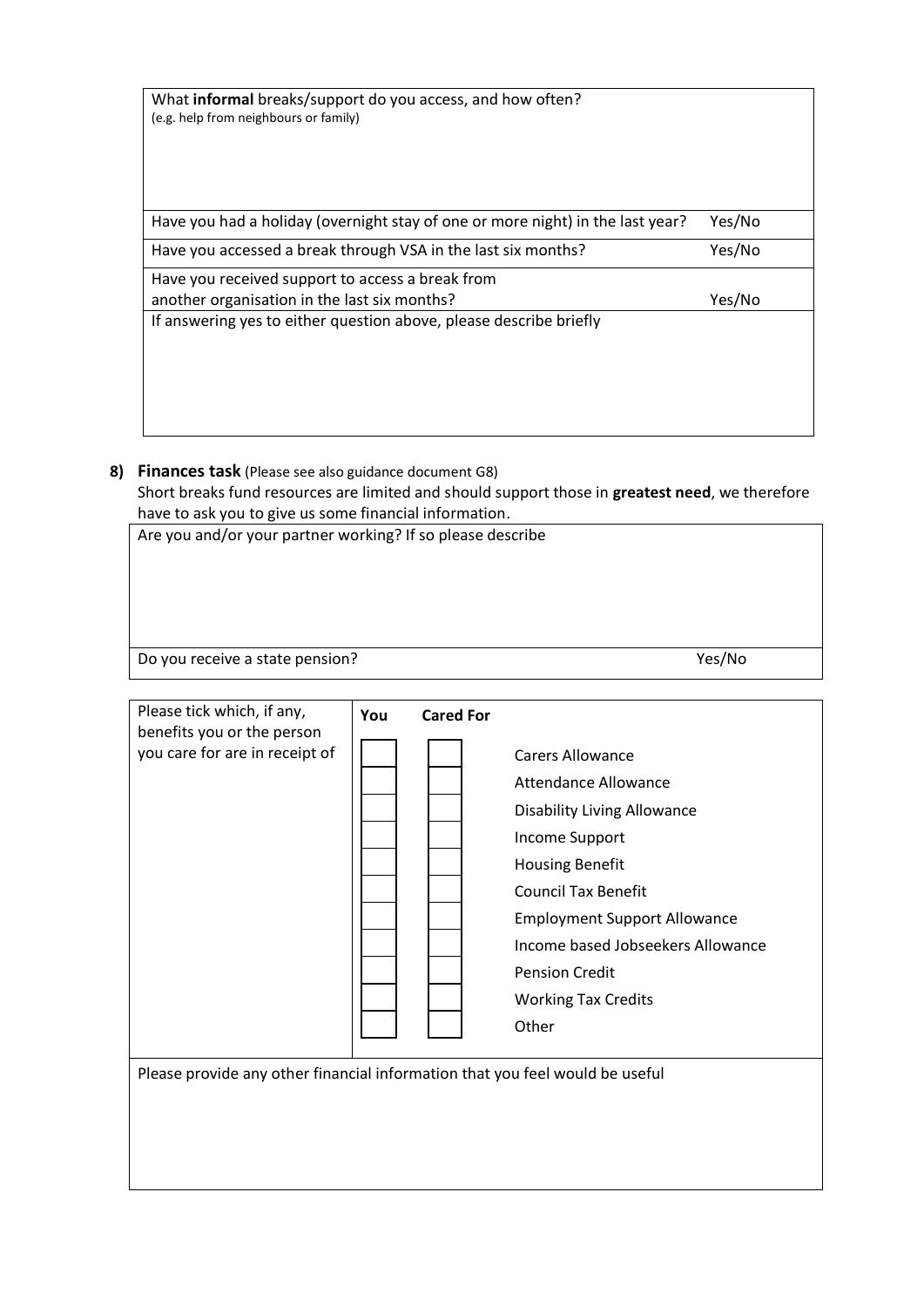| What **informal** breaks/support do you access, and how often? (e.g. help from neighbours or family) | |
|---|---|
| | |
| Have you had a holiday (overnight stay of one or more night) in the last year? | Yes/No |
| Have you accessed a break through VSA in the last six months? | Yes/No |
| Have you received support to access a break from another organisation in the last six months? | Yes/No |
| If answering yes to either question above, please describe briefly | |
| | |

**8) Finances task** (Please see also guidance document G8)

Short breaks fund resources are limited and should support those in **greatest need**, we therefore have to ask you to give us some financial information.

| Are you and/or your partner working? If so please describe | |
|---|---|
| | |
| Do you receive a state pension? | Yes/No |

| Please tick which, if any, benefits you or the person you care for are in receipt of | You | Cared For | |
|---|---|---|---|
| | ☐ | ☐ | Carers Allowance |
| | ☐ | ☐ | Attendance Allowance |
| | ☐ | ☐ | Disability Living Allowance |
| | ☐ | ☐ | Income Support |
| | ☐ | ☐ | Housing Benefit |
| | ☐ | ☐ | Council Tax Benefit |
| | ☐ | ☐ | Employment Support Allowance |
| | ☐ | ☐ | Income based Jobseekers Allowance |
| | ☐ | ☐ | Pension Credit |
| | ☐ | ☐ | Working Tax Credits |
| | ☐ | ☐ | Other |
| Please provide any other financial information that you feel would be useful | | | |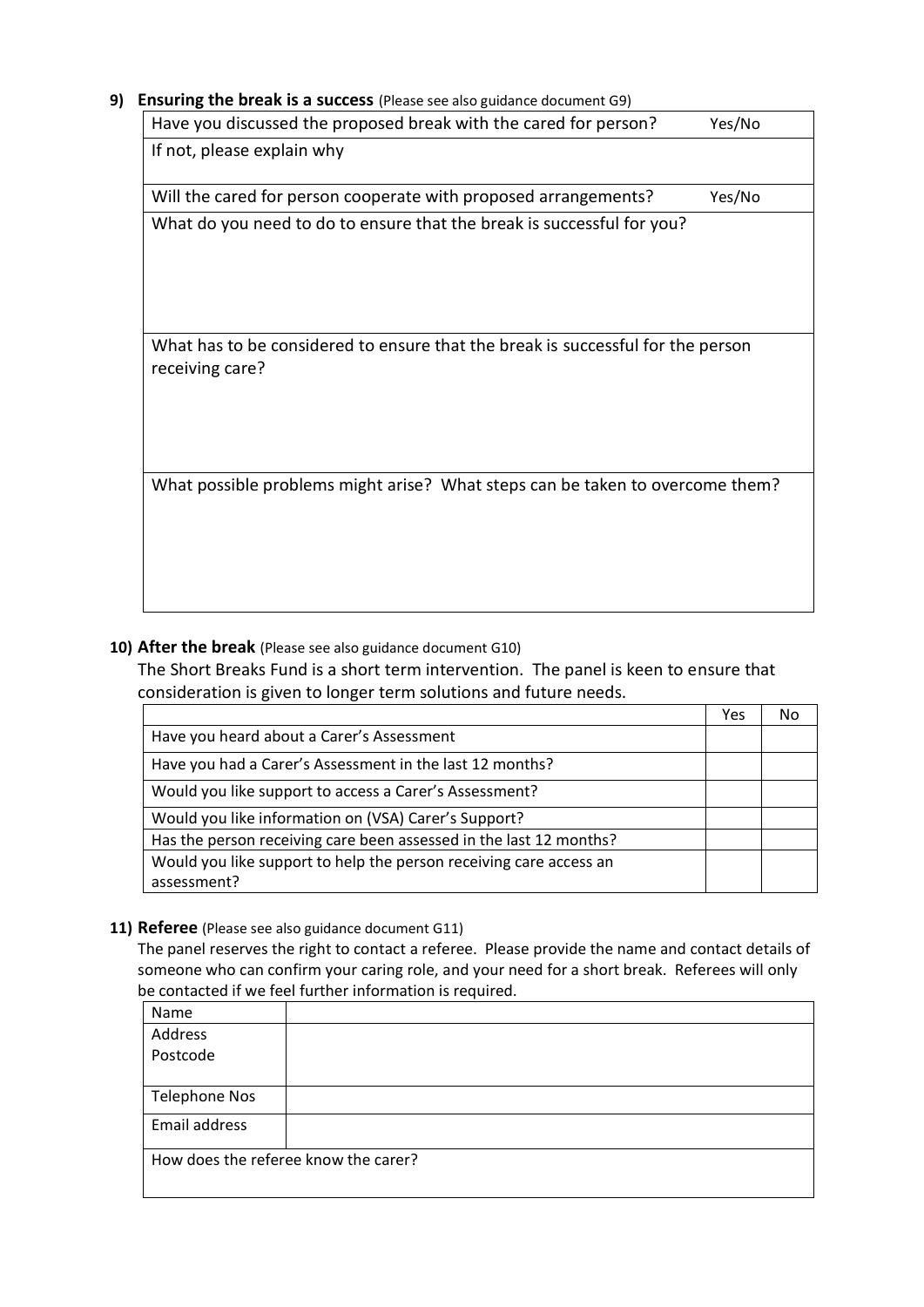**9) Ensuring the break is a success** (Please see also guidance document G9)

| Have you discussed the proposed break with the cared for person? | Yes/No |
|---|---|
| If not, please explain why | |
| Will the cared for person cooperate with proposed arrangements? | Yes/No |
| What do you need to do to ensure that the break is successful for you? | |
| What has to be considered to ensure that the break is successful for the person receiving care? | |
| What possible problems might arise? What steps can be taken to overcome them? | |

**10) After the break** (Please see also guidance document G10)

The Short Breaks Fund is a short term intervention. The panel is keen to ensure that consideration is given to longer term solutions and future needs.

| | Yes | No |
|---|---|---|
| Have you heard about a Carer's Assessment | | |
| Have you had a Carer's Assessment in the last 12 months? | | |
| Would you like support to access a Carer's Assessment? | | |
| Would you like information on (VSA) Carer's Support? | | |
| Has the person receiving care been assessed in the last 12 months? | | |
| Would you like support to help the person receiving care access an assessment? | | |

**11) Referee** (Please see also guidance document G11)

The panel reserves the right to contact a referee. Please provide the name and contact details of someone who can confirm your caring role, and your need for a short break. Referees will only be contacted if we feel further information is required.

| Name | |
|---|---|
| Address<br>Postcode | |
| Telephone Nos | |
| Email address | |
| How does the referee know the carer? | |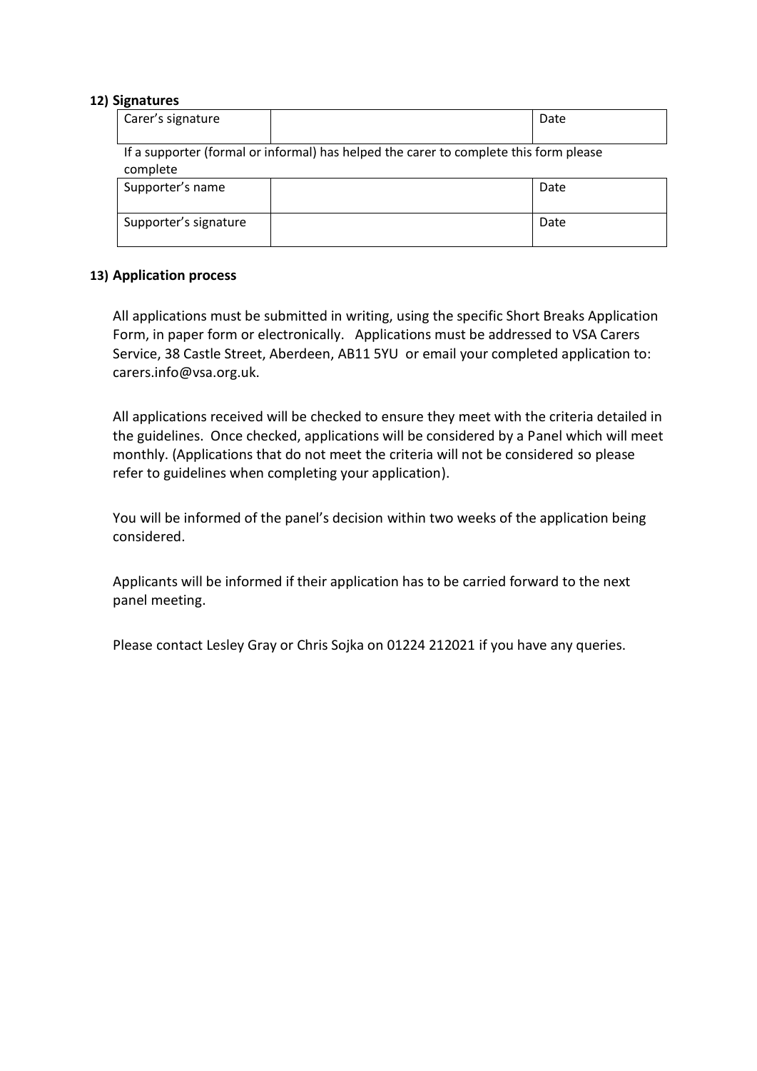**12) Signatures**

| Carer's signature | | Date |
|---|---|---|

If a supporter (formal or informal) has helped the carer to complete this form please complete

| Supporter's name | | Date |
|---|---|---|
| Supporter's signature | | Date |

**13) Application process**

All applications must be submitted in writing, using the specific Short Breaks Application Form, in paper form or electronically. Applications must be addressed to VSA Carers Service, 38 Castle Street, Aberdeen, AB11 5YU or email your completed application to: carers.info@vsa.org.uk.

All applications received will be checked to ensure they meet with the criteria detailed in the guidelines. Once checked, applications will be considered by a Panel which will meet monthly. (Applications that do not meet the criteria will not be considered so please refer to guidelines when completing your application).

You will be informed of the panel's decision within two weeks of the application being considered.

Applicants will be informed if their application has to be carried forward to the next panel meeting.

Please contact Lesley Gray or Chris Sojka on 01224 212021 if you have any queries.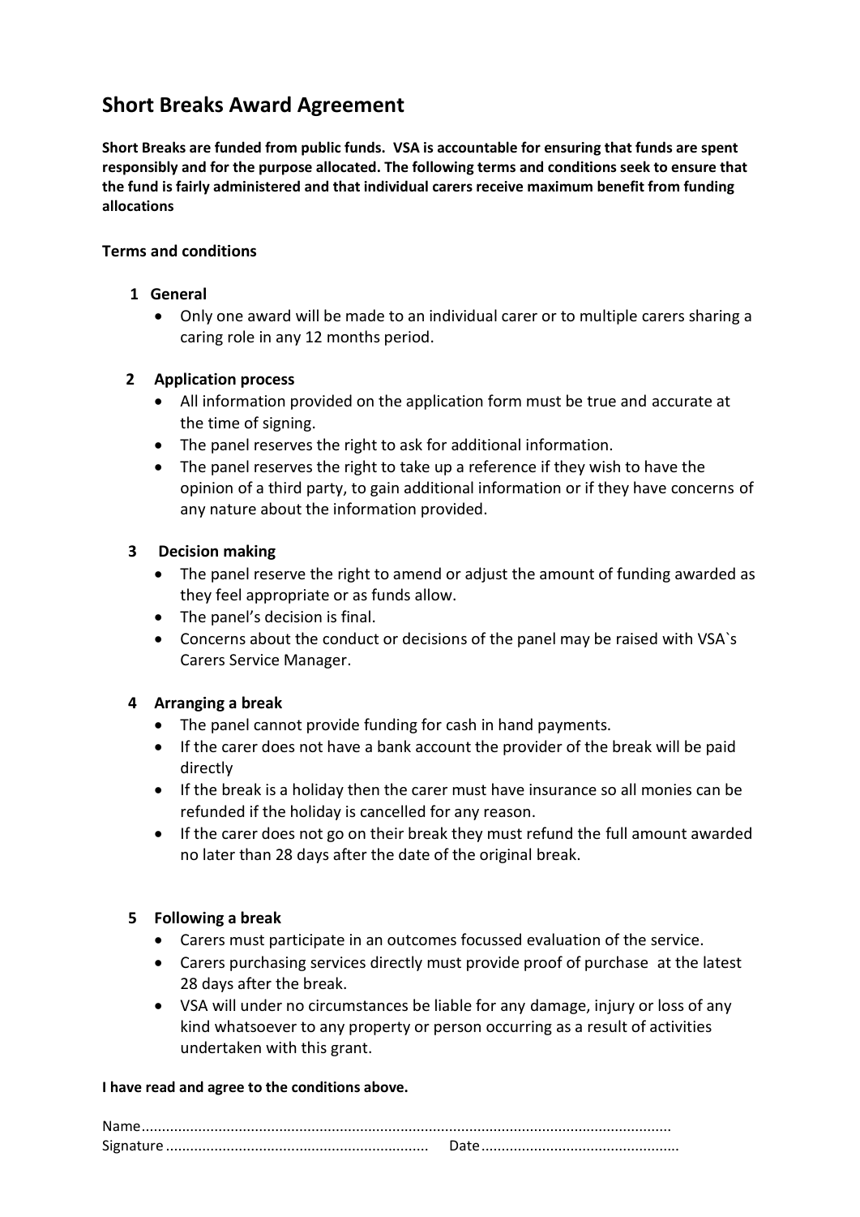# Short Breaks Award Agreement

**Short Breaks are funded from public funds. VSA is accountable for ensuring that funds are spent responsibly and for the purpose allocated. The following terms and conditions seek to ensure that the fund is fairly administered and that individual carers receive maximum benefit from funding allocations**

## Terms and conditions

### 1 General

- Only one award will be made to an individual carer or to multiple carers sharing a caring role in any 12 months period.

### 2 Application process

- All information provided on the application form must be true and accurate at the time of signing.
- The panel reserves the right to ask for additional information.
- The panel reserves the right to take up a reference if they wish to have the opinion of a third party, to gain additional information or if they have concerns of any nature about the information provided.

### 3 Decision making

- The panel reserve the right to amend or adjust the amount of funding awarded as they feel appropriate or as funds allow.
- The panel's decision is final.
- Concerns about the conduct or decisions of the panel may be raised with VSA`s Carers Service Manager.

### 4 Arranging a break

- The panel cannot provide funding for cash in hand payments.
- If the carer does not have a bank account the provider of the break will be paid directly
- If the break is a holiday then the carer must have insurance so all monies can be refunded if the holiday is cancelled for any reason.
- If the carer does not go on their break they must refund the full amount awarded no later than 28 days after the date of the original break.

### 5 Following a break

- Carers must participate in an outcomes focussed evaluation of the service.
- Carers purchasing services directly must provide proof of purchase at the latest 28 days after the break.
- VSA will under no circumstances be liable for any damage, injury or loss of any kind whatsoever to any property or person occurring as a result of activities undertaken with this grant.

**I have read and agree to the conditions above.**

Name..................................................................................................................................

Signature ................................................................. Date................................................